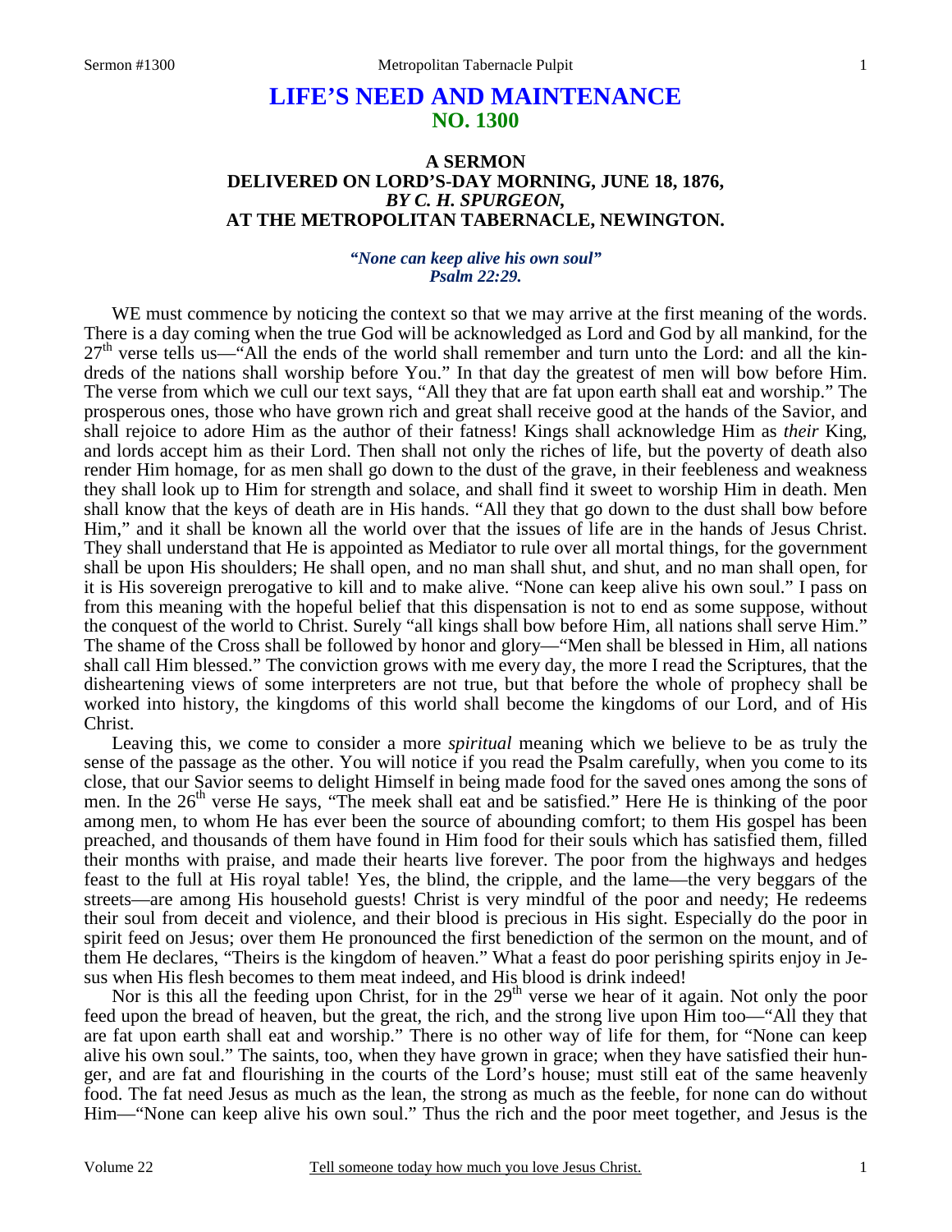# LIFE'S NEED AND MAINTENANCE
## NO. 1300

### A SERMON
### DELIVERED ON LORD'S-DAY MORNING, JUNE 18, 1876,
### *BY C. H. SPURGEON,*
### AT THE METROPOLITAN TABERNACLE, NEWINGTON.

*"None can keep alive his own soul"*
*Psalm 22:29.*

WE must commence by noticing the context so that we may arrive at the first meaning of the words. There is a day coming when the true God will be acknowledged as Lord and God by all mankind, for the 27th verse tells us—"All the ends of the world shall remember and turn unto the Lord: and all the kindreds of the nations shall worship before You." In that day the greatest of men will bow before Him. The verse from which we cull our text says, "All they that are fat upon earth shall eat and worship." The prosperous ones, those who have grown rich and great shall receive good at the hands of the Savior, and shall rejoice to adore Him as the author of their fatness! Kings shall acknowledge Him as *their* King, and lords accept him as their Lord. Then shall not only the riches of life, but the poverty of death also render Him homage, for as men shall go down to the dust of the grave, in their feebleness and weakness they shall look up to Him for strength and solace, and shall find it sweet to worship Him in death. Men shall know that the keys of death are in His hands. "All they that go down to the dust shall bow before Him," and it shall be known all the world over that the issues of life are in the hands of Jesus Christ. They shall understand that He is appointed as Mediator to rule over all mortal things, for the government shall be upon His shoulders; He shall open, and no man shall shut, and shut, and no man shall open, for it is His sovereign prerogative to kill and to make alive. "None can keep alive his own soul." I pass on from this meaning with the hopeful belief that this dispensation is not to end as some suppose, without the conquest of the world to Christ. Surely "all kings shall bow before Him, all nations shall serve Him." The shame of the Cross shall be followed by honor and glory—"Men shall be blessed in Him, all nations shall call Him blessed." The conviction grows with me every day, the more I read the Scriptures, that the disheartening views of some interpreters are not true, but that before the whole of prophecy shall be worked into history, the kingdoms of this world shall become the kingdoms of our Lord, and of His Christ.

Leaving this, we come to consider a more *spiritual* meaning which we believe to be as truly the sense of the passage as the other. You will notice if you read the Psalm carefully, when you come to its close, that our Savior seems to delight Himself in being made food for the saved ones among the sons of men. In the 26th verse He says, "The meek shall eat and be satisfied." Here He is thinking of the poor among men, to whom He has ever been the source of abounding comfort; to them His gospel has been preached, and thousands of them have found in Him food for their souls which has satisfied them, filled their months with praise, and made their hearts live forever. The poor from the highways and hedges feast to the full at His royal table! Yes, the blind, the cripple, and the lame—the very beggars of the streets—are among His household guests! Christ is very mindful of the poor and needy; He redeems their soul from deceit and violence, and their blood is precious in His sight. Especially do the poor in spirit feed on Jesus; over them He pronounced the first benediction of the sermon on the mount, and of them He declares, "Theirs is the kingdom of heaven." What a feast do poor perishing spirits enjoy in Jesus when His flesh becomes to them meat indeed, and His blood is drink indeed!

Nor is this all the feeding upon Christ, for in the 29th verse we hear of it again. Not only the poor feed upon the bread of heaven, but the great, the rich, and the strong live upon Him too—"All they that are fat upon earth shall eat and worship." There is no other way of life for them, for "None can keep alive his own soul." The saints, too, when they have grown in grace; when they have satisfied their hunger, and are fat and flourishing in the courts of the Lord's house; must still eat of the same heavenly food. The fat need Jesus as much as the lean, the strong as much as the feeble, for none can do without Him—"None can keep alive his own soul." Thus the rich and the poor meet together, and Jesus is the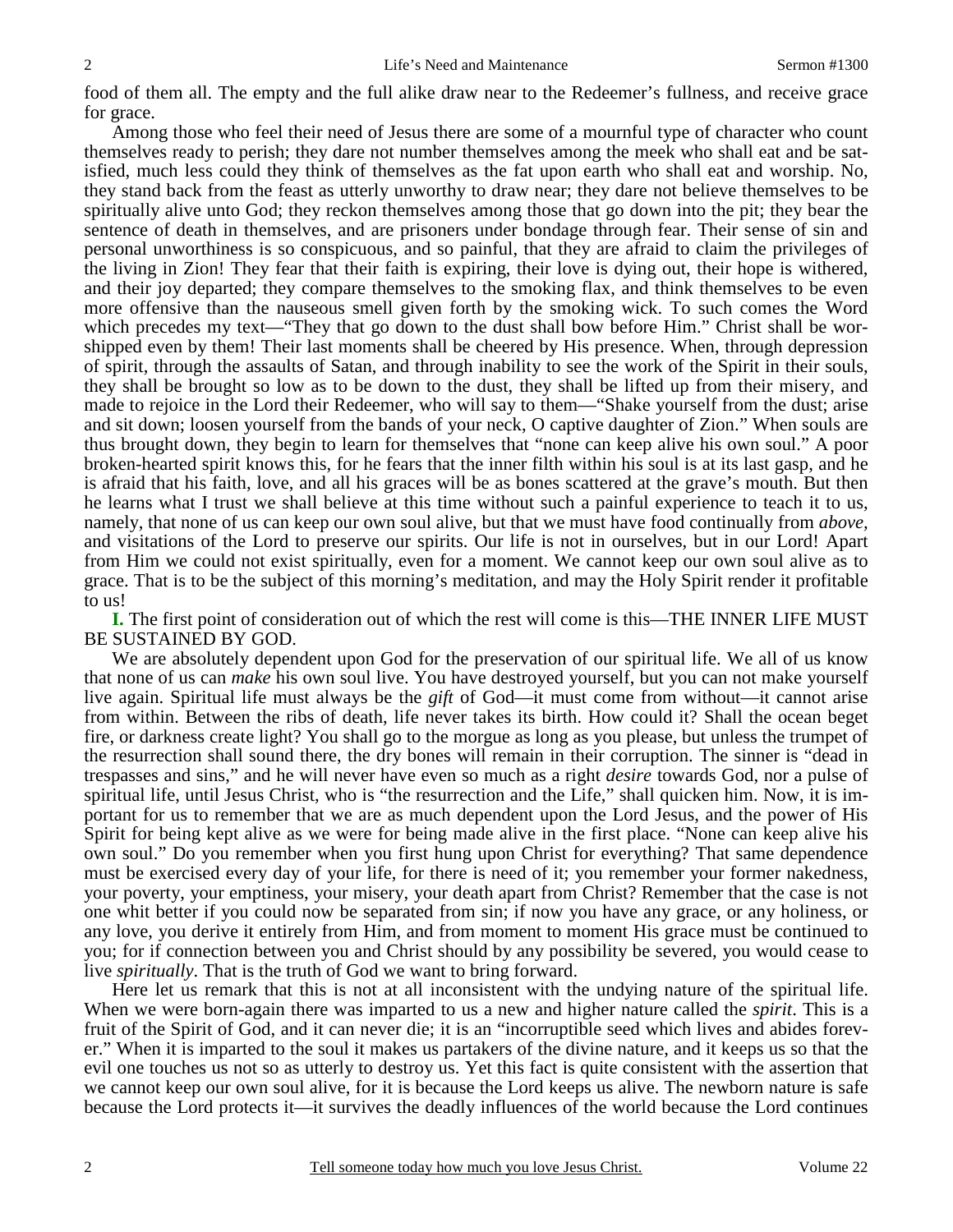food of them all. The empty and the full alike draw near to the Redeemer's fullness, and receive grace for grace.

Among those who feel their need of Jesus there are some of a mournful type of character who count themselves ready to perish; they dare not number themselves among the meek who shall eat and be satisfied, much less could they think of themselves as the fat upon earth who shall eat and worship. No, they stand back from the feast as utterly unworthy to draw near; they dare not believe themselves to be spiritually alive unto God; they reckon themselves among those that go down into the pit; they bear the sentence of death in themselves, and are prisoners under bondage through fear. Their sense of sin and personal unworthiness is so conspicuous, and so painful, that they are afraid to claim the privileges of the living in Zion! They fear that their faith is expiring, their love is dying out, their hope is withered, and their joy departed; they compare themselves to the smoking flax, and think themselves to be even more offensive than the nauseous smell given forth by the smoking wick. To such comes the Word which precedes my text—"They that go down to the dust shall bow before Him." Christ shall be worshipped even by them! Their last moments shall be cheered by His presence. When, through depression of spirit, through the assaults of Satan, and through inability to see the work of the Spirit in their souls, they shall be brought so low as to be down to the dust, they shall be lifted up from their misery, and made to rejoice in the Lord their Redeemer, who will say to them—"Shake yourself from the dust; arise and sit down; loosen yourself from the bands of your neck, O captive daughter of Zion." When souls are thus brought down, they begin to learn for themselves that "none can keep alive his own soul." A poor broken-hearted spirit knows this, for he fears that the inner filth within his soul is at its last gasp, and he is afraid that his faith, love, and all his graces will be as bones scattered at the grave's mouth. But then he learns what I trust we shall believe at this time without such a painful experience to teach it to us, namely, that none of us can keep our own soul alive, but that we must have food continually from *above*, and visitations of the Lord to preserve our spirits. Our life is not in ourselves, but in our Lord! Apart from Him we could not exist spiritually, even for a moment. We cannot keep our own soul alive as to grace. That is to be the subject of this morning's meditation, and may the Holy Spirit render it profitable to us!

**I.** The first point of consideration out of which the rest will come is this—THE INNER LIFE MUST BE SUSTAINED BY GOD.

We are absolutely dependent upon God for the preservation of our spiritual life. We all of us know that none of us can *make* his own soul live. You have destroyed yourself, but you can not make yourself live again. Spiritual life must always be the *gift* of God—it must come from without—it cannot arise from within. Between the ribs of death, life never takes its birth. How could it? Shall the ocean beget fire, or darkness create light? You shall go to the morgue as long as you please, but unless the trumpet of the resurrection shall sound there, the dry bones will remain in their corruption. The sinner is "dead in trespasses and sins," and he will never have even so much as a right *desire* towards God, nor a pulse of spiritual life, until Jesus Christ, who is "the resurrection and the Life," shall quicken him. Now, it is important for us to remember that we are as much dependent upon the Lord Jesus, and the power of His Spirit for being kept alive as we were for being made alive in the first place. "None can keep alive his own soul." Do you remember when you first hung upon Christ for everything? That same dependence must be exercised every day of your life, for there is need of it; you remember your former nakedness, your poverty, your emptiness, your misery, your death apart from Christ? Remember that the case is not one whit better if you could now be separated from sin; if now you have any grace, or any holiness, or any love, you derive it entirely from Him, and from moment to moment His grace must be continued to you; for if connection between you and Christ should by any possibility be severed, you would cease to live *spiritually*. That is the truth of God we want to bring forward.

Here let us remark that this is not at all inconsistent with the undying nature of the spiritual life. When we were born-again there was imparted to us a new and higher nature called the *spirit*. This is a fruit of the Spirit of God, and it can never die; it is an "incorruptible seed which lives and abides forever." When it is imparted to the soul it makes us partakers of the divine nature, and it keeps us so that the evil one touches us not so as utterly to destroy us. Yet this fact is quite consistent with the assertion that we cannot keep our own soul alive, for it is because the Lord keeps us alive. The newborn nature is safe because the Lord protects it—it survives the deadly influences of the world because the Lord continues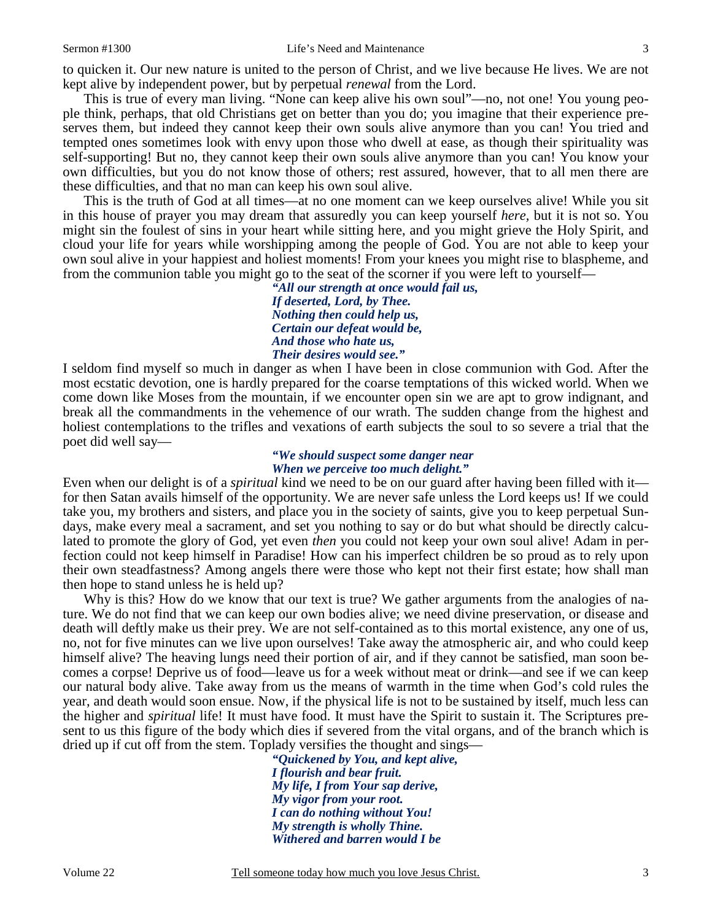to quicken it. Our new nature is united to the person of Christ, and we live because He lives. We are not kept alive by independent power, but by perpetual *renewal* from the Lord.

This is true of every man living. "None can keep alive his own soul"—no, not one! You young people think, perhaps, that old Christians get on better than you do; you imagine that their experience preserves them, but indeed they cannot keep their own souls alive anymore than you can! You tried and tempted ones sometimes look with envy upon those who dwell at ease, as though their spirituality was self-supporting! But no, they cannot keep their own souls alive anymore than you can! You know your own difficulties, but you do not know those of others; rest assured, however, that to all men there are these difficulties, and that no man can keep his own soul alive.

This is the truth of God at all times—at no one moment can we keep ourselves alive! While you sit in this house of prayer you may dream that assuredly you can keep yourself *here*, but it is not so. You might sin the foulest of sins in your heart while sitting here, and you might grieve the Holy Spirit, and cloud your life for years while worshipping among the people of God. You are not able to keep your own soul alive in your happiest and holiest moments! From your knees you might rise to blaspheme, and from the communion table you might go to the seat of the scorner if you were left to yourself—

> ***"All our strength at once would fail us,***
> ***If deserted, Lord, by Thee.***
> ***Nothing then could help us,***
> ***Certain our defeat would be,***
> ***And those who hate us,***
> ***Their desires would see."***

I seldom find myself so much in danger as when I have been in close communion with God. After the most ecstatic devotion, one is hardly prepared for the coarse temptations of this wicked world. When we come down like Moses from the mountain, if we encounter open sin we are apt to grow indignant, and break all the commandments in the vehemence of our wrath. The sudden change from the highest and holiest contemplations to the trifles and vexations of earth subjects the soul to so severe a trial that the poet did well say—

> ***"We should suspect some danger near***
> ***When we perceive too much delight."***

Even when our delight is of a *spiritual* kind we need to be on our guard after having been filled with it—for then Satan avails himself of the opportunity. We are never safe unless the Lord keeps us! If we could take you, my brothers and sisters, and place you in the society of saints, give you to keep perpetual Sundays, make every meal a sacrament, and set you nothing to say or do but what should be directly calculated to promote the glory of God, yet even *then* you could not keep your own soul alive! Adam in perfection could not keep himself in Paradise! How can his imperfect children be so proud as to rely upon their own steadfastness? Among angels there were those who kept not their first estate; how shall man then hope to stand unless he is held up?

Why is this? How do we know that our text is true? We gather arguments from the analogies of nature. We do not find that we can keep our own bodies alive; we need divine preservation, or disease and death will deftly make us their prey. We are not self-contained as to this mortal existence, any one of us, no, not for five minutes can we live upon ourselves! Take away the atmospheric air, and who could keep himself alive? The heaving lungs need their portion of air, and if they cannot be satisfied, man soon becomes a corpse! Deprive us of food—leave us for a week without meat or drink—and see if we can keep our natural body alive. Take away from us the means of warmth in the time when God's cold rules the year, and death would soon ensue. Now, if the physical life is not to be sustained by itself, much less can the higher and *spiritual* life! It must have food. It must have the Spirit to sustain it. The Scriptures present to us this figure of the body which dies if severed from the vital organs, and of the branch which is dried up if cut off from the stem. Toplady versifies the thought and sings—

> ***"Quickened by You, and kept alive,***
> ***I flourish and bear fruit.***
> ***My life, I from Your sap derive,***
> ***My vigor from your root.***
> ***I can do nothing without You!***
> ***My strength is wholly Thine.***
> ***Withered and barren would I be***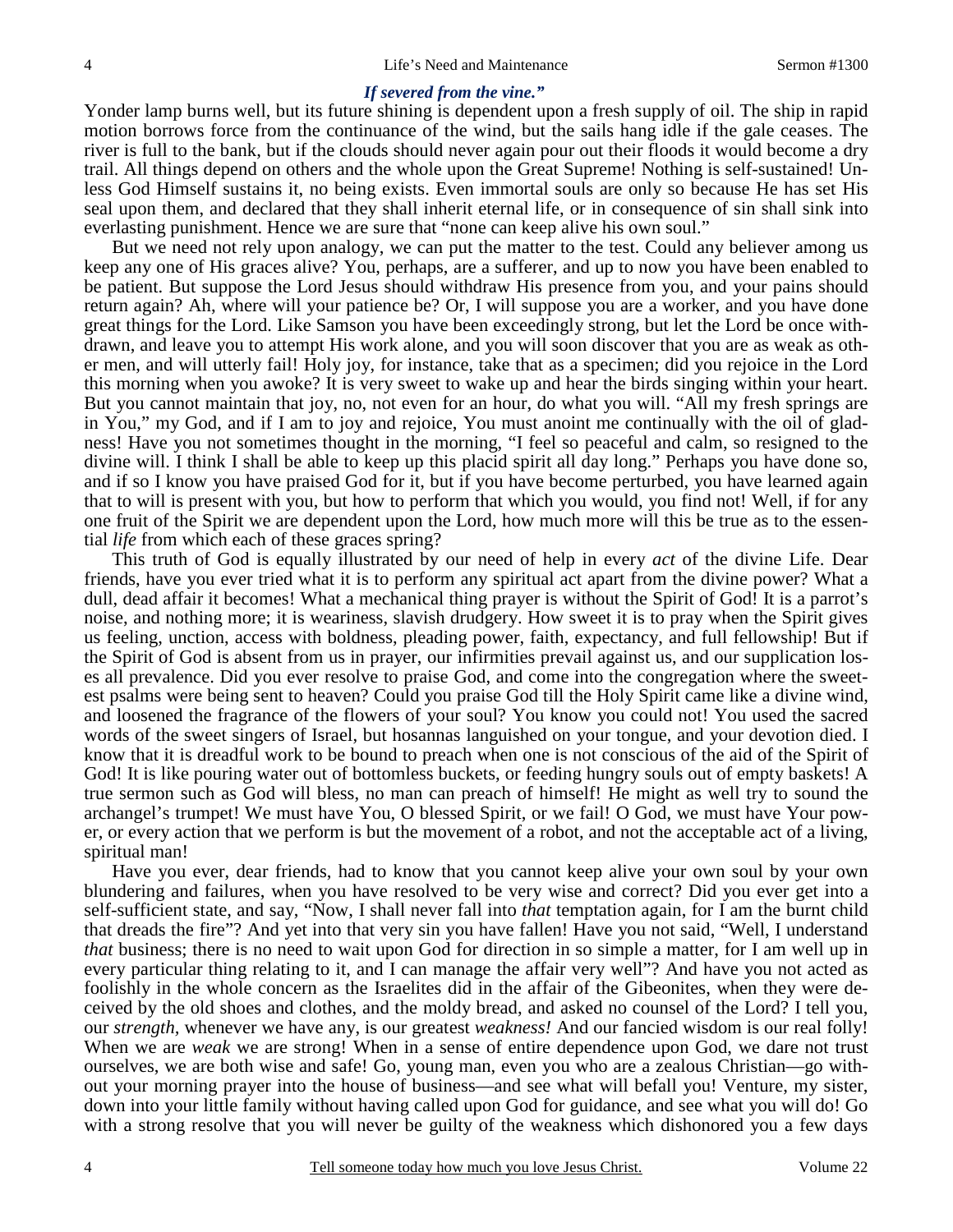*If severed from the vine."*

Yonder lamp burns well, but its future shining is dependent upon a fresh supply of oil. The ship in rapid motion borrows force from the continuance of the wind, but the sails hang idle if the gale ceases. The river is full to the bank, but if the clouds should never again pour out their floods it would become a dry trail. All things depend on others and the whole upon the Great Supreme! Nothing is self-sustained! Unless God Himself sustains it, no being exists. Even immortal souls are only so because He has set His seal upon them, and declared that they shall inherit eternal life, or in consequence of sin shall sink into everlasting punishment. Hence we are sure that "none can keep alive his own soul."

But we need not rely upon analogy, we can put the matter to the test. Could any believer among us keep any one of His graces alive? You, perhaps, are a sufferer, and up to now you have been enabled to be patient. But suppose the Lord Jesus should withdraw His presence from you, and your pains should return again? Ah, where will your patience be? Or, I will suppose you are a worker, and you have done great things for the Lord. Like Samson you have been exceedingly strong, but let the Lord be once withdrawn, and leave you to attempt His work alone, and you will soon discover that you are as weak as other men, and will utterly fail! Holy joy, for instance, take that as a specimen; did you rejoice in the Lord this morning when you awoke? It is very sweet to wake up and hear the birds singing within your heart. But you cannot maintain that joy, no, not even for an hour, do what you will. "All my fresh springs are in You," my God, and if I am to joy and rejoice, You must anoint me continually with the oil of gladness! Have you not sometimes thought in the morning, "I feel so peaceful and calm, so resigned to the divine will. I think I shall be able to keep up this placid spirit all day long." Perhaps you have done so, and if so I know you have praised God for it, but if you have become perturbed, you have learned again that to will is present with you, but how to perform that which you would, you find not! Well, if for any one fruit of the Spirit we are dependent upon the Lord, how much more will this be true as to the essential *life* from which each of these graces spring?

This truth of God is equally illustrated by our need of help in every *act* of the divine Life. Dear friends, have you ever tried what it is to perform any spiritual act apart from the divine power? What a dull, dead affair it becomes! What a mechanical thing prayer is without the Spirit of God! It is a parrot's noise, and nothing more; it is weariness, slavish drudgery. How sweet it is to pray when the Spirit gives us feeling, unction, access with boldness, pleading power, faith, expectancy, and full fellowship! But if the Spirit of God is absent from us in prayer, our infirmities prevail against us, and our supplication loses all prevalence. Did you ever resolve to praise God, and come into the congregation where the sweetest psalms were being sent to heaven? Could you praise God till the Holy Spirit came like a divine wind, and loosened the fragrance of the flowers of your soul? You know you could not! You used the sacred words of the sweet singers of Israel, but hosannas languished on your tongue, and your devotion died. I know that it is dreadful work to be bound to preach when one is not conscious of the aid of the Spirit of God! It is like pouring water out of bottomless buckets, or feeding hungry souls out of empty baskets! A true sermon such as God will bless, no man can preach of himself! He might as well try to sound the archangel's trumpet! We must have You, O blessed Spirit, or we fail! O God, we must have Your power, or every action that we perform is but the movement of a robot, and not the acceptable act of a living, spiritual man!

Have you ever, dear friends, had to know that you cannot keep alive your own soul by your own blundering and failures, when you have resolved to be very wise and correct? Did you ever get into a self-sufficient state, and say, "Now, I shall never fall into *that* temptation again, for I am the burnt child that dreads the fire"? And yet into that very sin you have fallen! Have you not said, "Well, I understand *that* business; there is no need to wait upon God for direction in so simple a matter, for I am well up in every particular thing relating to it, and I can manage the affair very well"? And have you not acted as foolishly in the whole concern as the Israelites did in the affair of the Gibeonites, when they were deceived by the old shoes and clothes, and the moldy bread, and asked no counsel of the Lord? I tell you, our *strength*, whenever we have any, is our greatest *weakness!* And our fancied wisdom is our real folly! When we are *weak* we are strong! When in a sense of entire dependence upon God, we dare not trust ourselves, we are both wise and safe! Go, young man, even you who are a zealous Christian—go without your morning prayer into the house of business—and see what will befall you! Venture, my sister, down into your little family without having called upon God for guidance, and see what you will do! Go with a strong resolve that you will never be guilty of the weakness which dishonored you a few days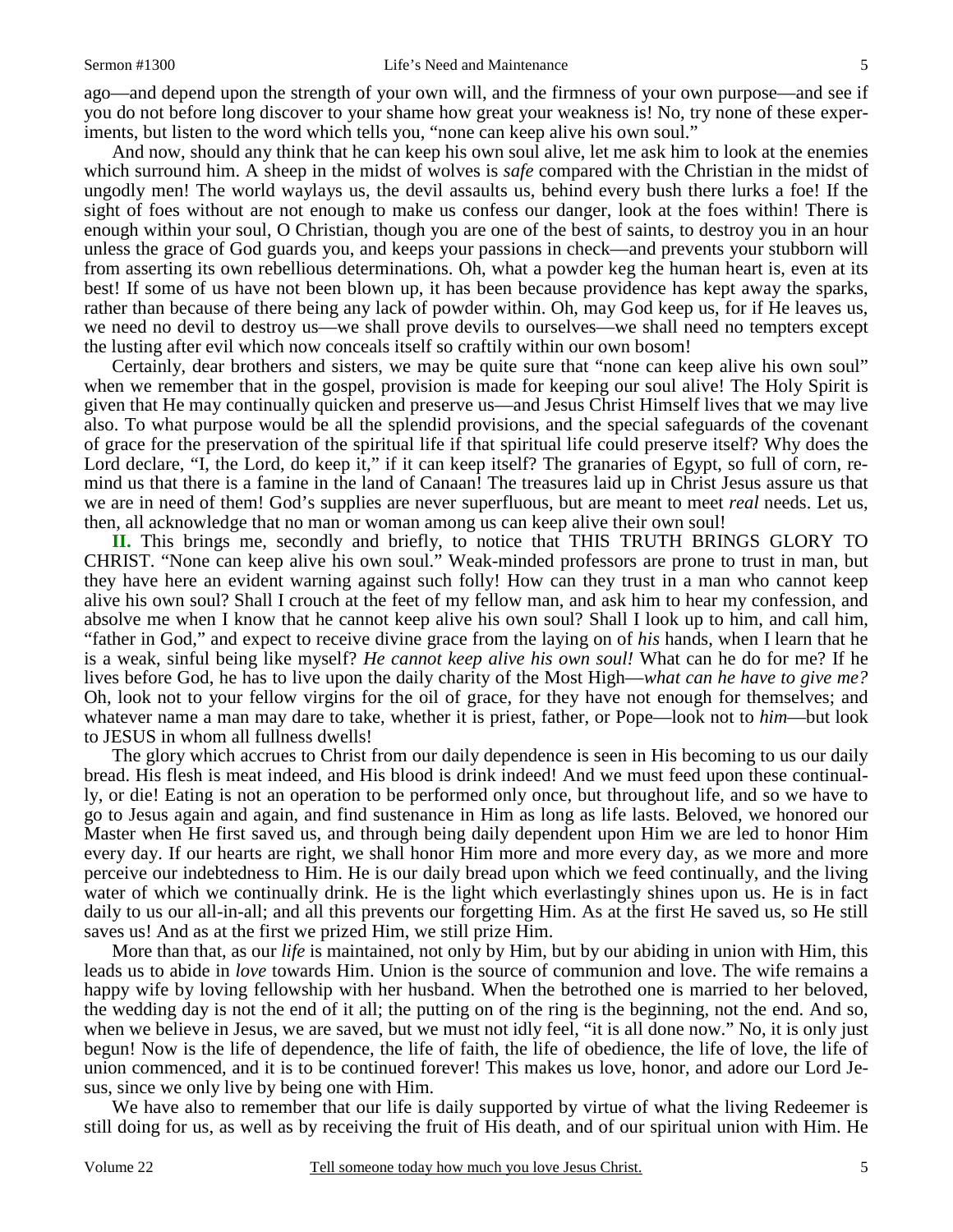ago—and depend upon the strength of your own will, and the firmness of your own purpose—and see if you do not before long discover to your shame how great your weakness is! No, try none of these experiments, but listen to the word which tells you, "none can keep alive his own soul."

And now, should any think that he can keep his own soul alive, let me ask him to look at the enemies which surround him. A sheep in the midst of wolves is *safe* compared with the Christian in the midst of ungodly men! The world waylays us, the devil assaults us, behind every bush there lurks a foe! If the sight of foes without are not enough to make us confess our danger, look at the foes within! There is enough within your soul, O Christian, though you are one of the best of saints, to destroy you in an hour unless the grace of God guards you, and keeps your passions in check—and prevents your stubborn will from asserting its own rebellious determinations. Oh, what a powder keg the human heart is, even at its best! If some of us have not been blown up, it has been because providence has kept away the sparks, rather than because of there being any lack of powder within. Oh, may God keep us, for if He leaves us, we need no devil to destroy us—we shall prove devils to ourselves—we shall need no tempters except the lusting after evil which now conceals itself so craftily within our own bosom!

Certainly, dear brothers and sisters, we may be quite sure that "none can keep alive his own soul" when we remember that in the gospel, provision is made for keeping our soul alive! The Holy Spirit is given that He may continually quicken and preserve us—and Jesus Christ Himself lives that we may live also. To what purpose would be all the splendid provisions, and the special safeguards of the covenant of grace for the preservation of the spiritual life if that spiritual life could preserve itself? Why does the Lord declare, "I, the Lord, do keep it," if it can keep itself? The granaries of Egypt, so full of corn, remind us that there is a famine in the land of Canaan! The treasures laid up in Christ Jesus assure us that we are in need of them! God's supplies are never superfluous, but are meant to meet *real* needs. Let us, then, all acknowledge that no man or woman among us can keep alive their own soul!

**II.** This brings me, secondly and briefly, to notice that THIS TRUTH BRINGS GLORY TO CHRIST. "None can keep alive his own soul." Weak-minded professors are prone to trust in man, but they have here an evident warning against such folly! How can they trust in a man who cannot keep alive his own soul? Shall I crouch at the feet of my fellow man, and ask him to hear my confession, and absolve me when I know that he cannot keep alive his own soul? Shall I look up to him, and call him, "father in God," and expect to receive divine grace from the laying on of *his* hands, when I learn that he is a weak, sinful being like myself? *He cannot keep alive his own soul!* What can he do for me? If he lives before God, he has to live upon the daily charity of the Most High—*what can he have to give me?* Oh, look not to your fellow virgins for the oil of grace, for they have not enough for themselves; and whatever name a man may dare to take, whether it is priest, father, or Pope—look not to *him*—but look to JESUS in whom all fullness dwells!

The glory which accrues to Christ from our daily dependence is seen in His becoming to us our daily bread. His flesh is meat indeed, and His blood is drink indeed! And we must feed upon these continually, or die! Eating is not an operation to be performed only once, but throughout life, and so we have to go to Jesus again and again, and find sustenance in Him as long as life lasts. Beloved, we honored our Master when He first saved us, and through being daily dependent upon Him we are led to honor Him every day. If our hearts are right, we shall honor Him more and more every day, as we more and more perceive our indebtedness to Him. He is our daily bread upon which we feed continually, and the living water of which we continually drink. He is the light which everlastingly shines upon us. He is in fact daily to us our all-in-all; and all this prevents our forgetting Him. As at the first He saved us, so He still saves us! And as at the first we prized Him, we still prize Him.

More than that, as our *life* is maintained, not only by Him, but by our abiding in union with Him, this leads us to abide in *love* towards Him. Union is the source of communion and love. The wife remains a happy wife by loving fellowship with her husband. When the betrothed one is married to her beloved, the wedding day is not the end of it all; the putting on of the ring is the beginning, not the end. And so, when we believe in Jesus, we are saved, but we must not idly feel, "it is all done now." No, it is only just begun! Now is the life of dependence, the life of faith, the life of obedience, the life of love, the life of union commenced, and it is to be continued forever! This makes us love, honor, and adore our Lord Jesus, since we only live by being one with Him.

We have also to remember that our life is daily supported by virtue of what the living Redeemer is still doing for us, as well as by receiving the fruit of His death, and of our spiritual union with Him. He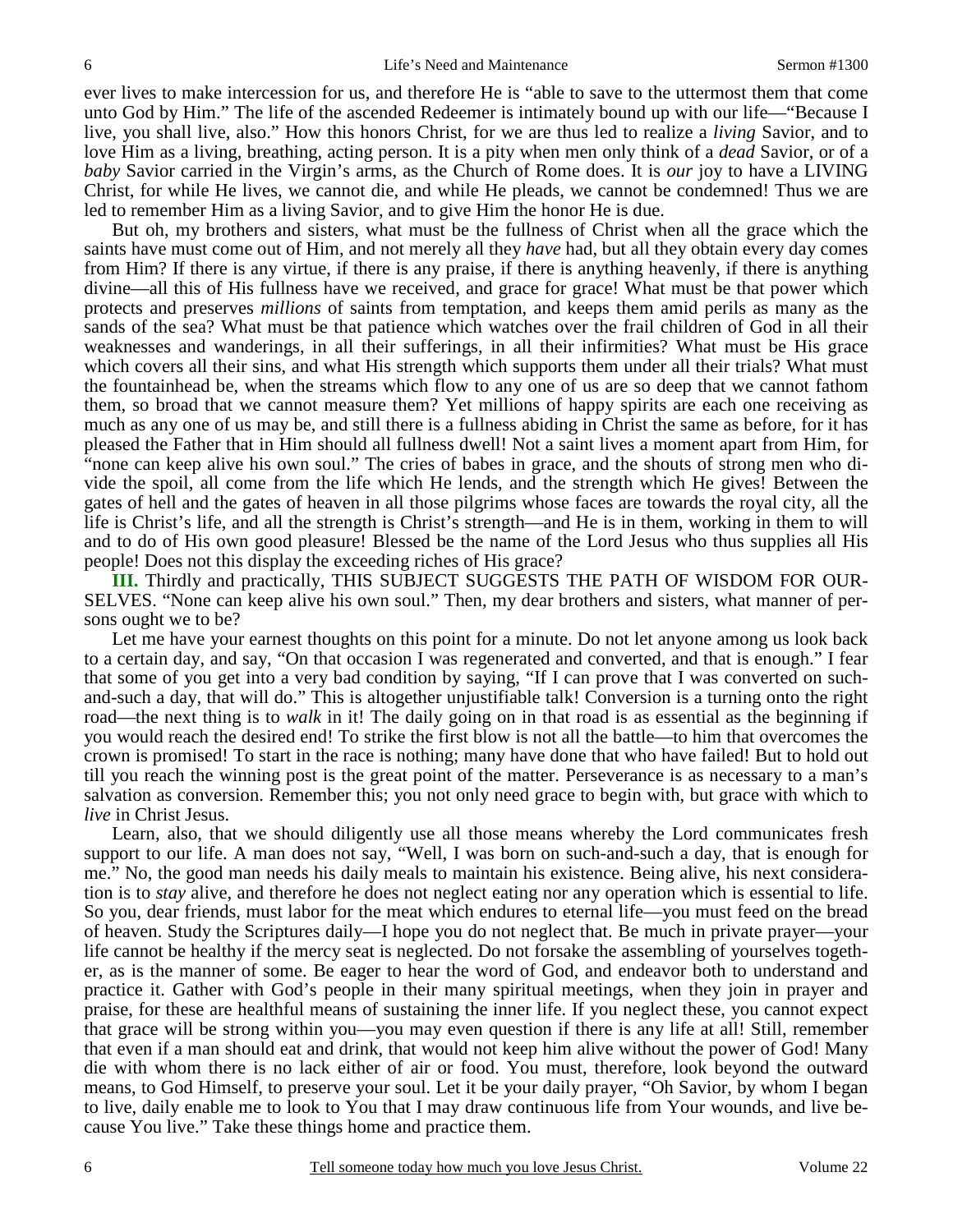ever lives to make intercession for us, and therefore He is "able to save to the uttermost them that come unto God by Him." The life of the ascended Redeemer is intimately bound up with our life—"Because I live, you shall live, also." How this honors Christ, for we are thus led to realize a *living* Savior, and to love Him as a living, breathing, acting person. It is a pity when men only think of a *dead* Savior, or of a *baby* Savior carried in the Virgin's arms, as the Church of Rome does. It is *our* joy to have a LIVING Christ, for while He lives, we cannot die, and while He pleads, we cannot be condemned! Thus we are led to remember Him as a living Savior, and to give Him the honor He is due.

But oh, my brothers and sisters, what must be the fullness of Christ when all the grace which the saints have must come out of Him, and not merely all they *have* had, but all they obtain every day comes from Him? If there is any virtue, if there is any praise, if there is anything heavenly, if there is anything divine—all this of His fullness have we received, and grace for grace! What must be that power which protects and preserves *millions* of saints from temptation, and keeps them amid perils as many as the sands of the sea? What must be that patience which watches over the frail children of God in all their weaknesses and wanderings, in all their sufferings, in all their infirmities? What must be His grace which covers all their sins, and what His strength which supports them under all their trials? What must the fountainhead be, when the streams which flow to any one of us are so deep that we cannot fathom them, so broad that we cannot measure them? Yet millions of happy spirits are each one receiving as much as any one of us may be, and still there is a fullness abiding in Christ the same as before, for it has pleased the Father that in Him should all fullness dwell! Not a saint lives a moment apart from Him, for "none can keep alive his own soul." The cries of babes in grace, and the shouts of strong men who divide the spoil, all come from the life which He lends, and the strength which He gives! Between the gates of hell and the gates of heaven in all those pilgrims whose faces are towards the royal city, all the life is Christ's life, and all the strength is Christ's strength—and He is in them, working in them to will and to do of His own good pleasure! Blessed be the name of the Lord Jesus who thus supplies all His people! Does not this display the exceeding riches of His grace?

**III.** Thirdly and practically, THIS SUBJECT SUGGESTS THE PATH OF WISDOM FOR OURSELVES. "None can keep alive his own soul." Then, my dear brothers and sisters, what manner of persons ought we to be?

Let me have your earnest thoughts on this point for a minute. Do not let anyone among us look back to a certain day, and say, "On that occasion I was regenerated and converted, and that is enough." I fear that some of you get into a very bad condition by saying, "If I can prove that I was converted on such-and-such a day, that will do." This is altogether unjustifiable talk! Conversion is a turning onto the right road—the next thing is to *walk* in it! The daily going on in that road is as essential as the beginning if you would reach the desired end! To strike the first blow is not all the battle—to him that overcomes the crown is promised! To start in the race is nothing; many have done that who have failed! But to hold out till you reach the winning post is the great point of the matter. Perseverance is as necessary to a man's salvation as conversion. Remember this; you not only need grace to begin with, but grace with which to *live* in Christ Jesus.

Learn, also, that we should diligently use all those means whereby the Lord communicates fresh support to our life. A man does not say, "Well, I was born on such-and-such a day, that is enough for me." No, the good man needs his daily meals to maintain his existence. Being alive, his next consideration is to *stay* alive, and therefore he does not neglect eating nor any operation which is essential to life. So you, dear friends, must labor for the meat which endures to eternal life—you must feed on the bread of heaven. Study the Scriptures daily—I hope you do not neglect that. Be much in private prayer—your life cannot be healthy if the mercy seat is neglected. Do not forsake the assembling of yourselves together, as is the manner of some. Be eager to hear the word of God, and endeavor both to understand and practice it. Gather with God's people in their many spiritual meetings, when they join in prayer and praise, for these are healthful means of sustaining the inner life. If you neglect these, you cannot expect that grace will be strong within you—you may even question if there is any life at all! Still, remember that even if a man should eat and drink, that would not keep him alive without the power of God! Many die with whom there is no lack either of air or food. You must, therefore, look beyond the outward means, to God Himself, to preserve your soul. Let it be your daily prayer, "Oh Savior, by whom I began to live, daily enable me to look to You that I may draw continuous life from Your wounds, and live because You live." Take these things home and practice them.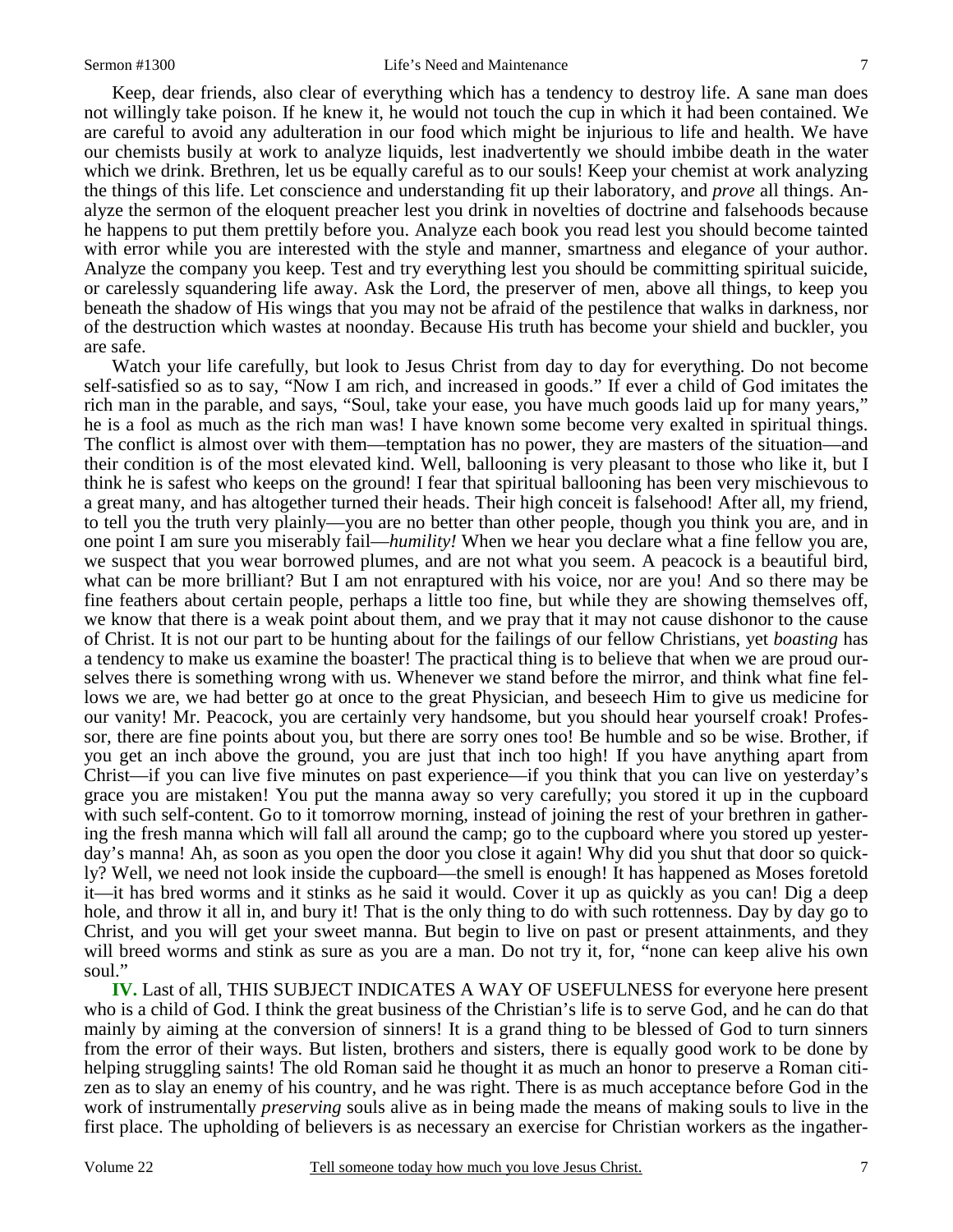Keep, dear friends, also clear of everything which has a tendency to destroy life. A sane man does not willingly take poison. If he knew it, he would not touch the cup in which it had been contained. We are careful to avoid any adulteration in our food which might be injurious to life and health. We have our chemists busily at work to analyze liquids, lest inadvertently we should imbibe death in the water which we drink. Brethren, let us be equally careful as to our souls! Keep your chemist at work analyzing the things of this life. Let conscience and understanding fit up their laboratory, and *prove* all things. Analyze the sermon of the eloquent preacher lest you drink in novelties of doctrine and falsehoods because he happens to put them prettily before you. Analyze each book you read lest you should become tainted with error while you are interested with the style and manner, smartness and elegance of your author. Analyze the company you keep. Test and try everything lest you should be committing spiritual suicide, or carelessly squandering life away. Ask the Lord, the preserver of men, above all things, to keep you beneath the shadow of His wings that you may not be afraid of the pestilence that walks in darkness, nor of the destruction which wastes at noonday. Because His truth has become your shield and buckler, you are safe.

Watch your life carefully, but look to Jesus Christ from day to day for everything. Do not become self-satisfied so as to say, "Now I am rich, and increased in goods." If ever a child of God imitates the rich man in the parable, and says, "Soul, take your ease, you have much goods laid up for many years," he is a fool as much as the rich man was! I have known some become very exalted in spiritual things. The conflict is almost over with them—temptation has no power, they are masters of the situation—and their condition is of the most elevated kind. Well, ballooning is very pleasant to those who like it, but I think he is safest who keeps on the ground! I fear that spiritual ballooning has been very mischievous to a great many, and has altogether turned their heads. Their high conceit is falsehood! After all, my friend, to tell you the truth very plainly—you are no better than other people, though you think you are, and in one point I am sure you miserably fail—*humility!* When we hear you declare what a fine fellow you are, we suspect that you wear borrowed plumes, and are not what you seem. A peacock is a beautiful bird, what can be more brilliant? But I am not enraptured with his voice, nor are you! And so there may be fine feathers about certain people, perhaps a little too fine, but while they are showing themselves off, we know that there is a weak point about them, and we pray that it may not cause dishonor to the cause of Christ. It is not our part to be hunting about for the failings of our fellow Christians, yet *boasting* has a tendency to make us examine the boaster! The practical thing is to believe that when we are proud ourselves there is something wrong with us. Whenever we stand before the mirror, and think what fine fellows we are, we had better go at once to the great Physician, and beseech Him to give us medicine for our vanity! Mr. Peacock, you are certainly very handsome, but you should hear yourself croak! Professor, there are fine points about you, but there are sorry ones too! Be humble and so be wise. Brother, if you get an inch above the ground, you are just that inch too high! If you have anything apart from Christ—if you can live five minutes on past experience—if you think that you can live on yesterday's grace you are mistaken! You put the manna away so very carefully; you stored it up in the cupboard with such self-content. Go to it tomorrow morning, instead of joining the rest of your brethren in gathering the fresh manna which will fall all around the camp; go to the cupboard where you stored up yesterday's manna! Ah, as soon as you open the door you close it again! Why did you shut that door so quickly? Well, we need not look inside the cupboard—the smell is enough! It has happened as Moses foretold it—it has bred worms and it stinks as he said it would. Cover it up as quickly as you can! Dig a deep hole, and throw it all in, and bury it! That is the only thing to do with such rottenness. Day by day go to Christ, and you will get your sweet manna. But begin to live on past or present attainments, and they will breed worms and stink as sure as you are a man. Do not try it, for, "none can keep alive his own soul."

**IV.** Last of all, THIS SUBJECT INDICATES A WAY OF USEFULNESS for everyone here present who is a child of God. I think the great business of the Christian's life is to serve God, and he can do that mainly by aiming at the conversion of sinners! It is a grand thing to be blessed of God to turn sinners from the error of their ways. But listen, brothers and sisters, there is equally good work to be done by helping struggling saints! The old Roman said he thought it as much an honor to preserve a Roman citizen as to slay an enemy of his country, and he was right. There is as much acceptance before God in the work of instrumentally *preserving* souls alive as in being made the means of making souls to live in the first place. The upholding of believers is as necessary an exercise for Christian workers as the ingather-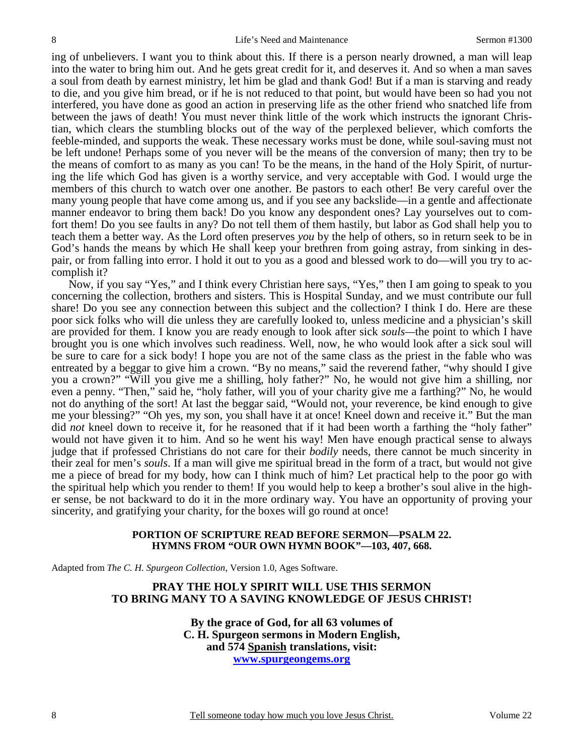ing of unbelievers. I want you to think about this. If there is a person nearly drowned, a man will leap into the water to bring him out. And he gets great credit for it, and deserves it. And so when a man saves a soul from death by earnest ministry, let him be glad and thank God! But if a man is starving and ready to die, and you give him bread, or if he is not reduced to that point, but would have been so had you not interfered, you have done as good an action in preserving life as the other friend who snatched life from between the jaws of death! You must never think little of the work which instructs the ignorant Christian, which clears the stumbling blocks out of the way of the perplexed believer, which comforts the feeble-minded, and supports the weak. These necessary works must be done, while soul-saving must not be left undone! Perhaps some of you never will be the means of the conversion of many; then try to be the means of comfort to as many as you can! To be the means, in the hand of the Holy Spirit, of nurturing the life which God has given is a worthy service, and very acceptable with God. I would urge the members of this church to watch over one another. Be pastors to each other! Be very careful over the many young people that have come among us, and if you see any backslide—in a gentle and affectionate manner endeavor to bring them back! Do you know any despondent ones? Lay yourselves out to comfort them! Do you see faults in any? Do not tell them of them hastily, but labor as God shall help you to teach them a better way. As the Lord often preserves *you* by the help of others, so in return seek to be in God's hands the means by which He shall keep your brethren from going astray, from sinking in despair, or from falling into error. I hold it out to you as a good and blessed work to do—will you try to accomplish it?

Now, if you say "Yes," and I think every Christian here says, "Yes," then I am going to speak to you concerning the collection, brothers and sisters. This is Hospital Sunday, and we must contribute our full share! Do you see any connection between this subject and the collection? I think I do. Here are these poor sick folks who will die unless they are carefully looked to, unless medicine and a physician's skill are provided for them. I know you are ready enough to look after sick *souls*—the point to which I have brought you is one which involves such readiness. Well, now, he who would look after a sick soul will be sure to care for a sick body! I hope you are not of the same class as the priest in the fable who was entreated by a beggar to give him a crown. "By no means," said the reverend father, "why should I give you a crown?" "Will you give me a shilling, holy father?" No, he would not give him a shilling, nor even a penny. "Then," said he, "holy father, will you of your charity give me a farthing?" No, he would not do anything of the sort! At last the beggar said, "Would not, your reverence, be kind enough to give me your blessing?" "Oh yes, my son, you shall have it at once! Kneel down and receive it." But the man did *not* kneel down to receive it, for he reasoned that if it had been worth a farthing the "holy father" would not have given it to him. And so he went his way! Men have enough practical sense to always judge that if professed Christians do not care for their *bodily* needs, there cannot be much sincerity in their zeal for men's *souls*. If a man will give me spiritual bread in the form of a tract, but would not give me a piece of bread for my body, how can I think much of him? Let practical help to the poor go with the spiritual help which you render to them! If you would help to keep a brother's soul alive in the higher sense, be not backward to do it in the more ordinary way. You have an opportunity of proving your sincerity, and gratifying your charity, for the boxes will go round at once!

**PORTION OF SCRIPTURE READ BEFORE SERMON—PSALM 22.**
**HYMNS FROM "OUR OWN HYMN BOOK"—103, 407, 668.**

Adapted from *The C. H. Spurgeon Collection*, Version 1.0, Ages Software.

**PRAY THE HOLY SPIRIT WILL USE THIS SERMON TO BRING MANY TO A SAVING KNOWLEDGE OF JESUS CHRIST!**

**By the grace of God, for all 63 volumes of C. H. Spurgeon sermons in Modern English, and 574 Spanish translations, visit: www.spurgeongems.org**

Tell someone today how much you love Jesus Christ.